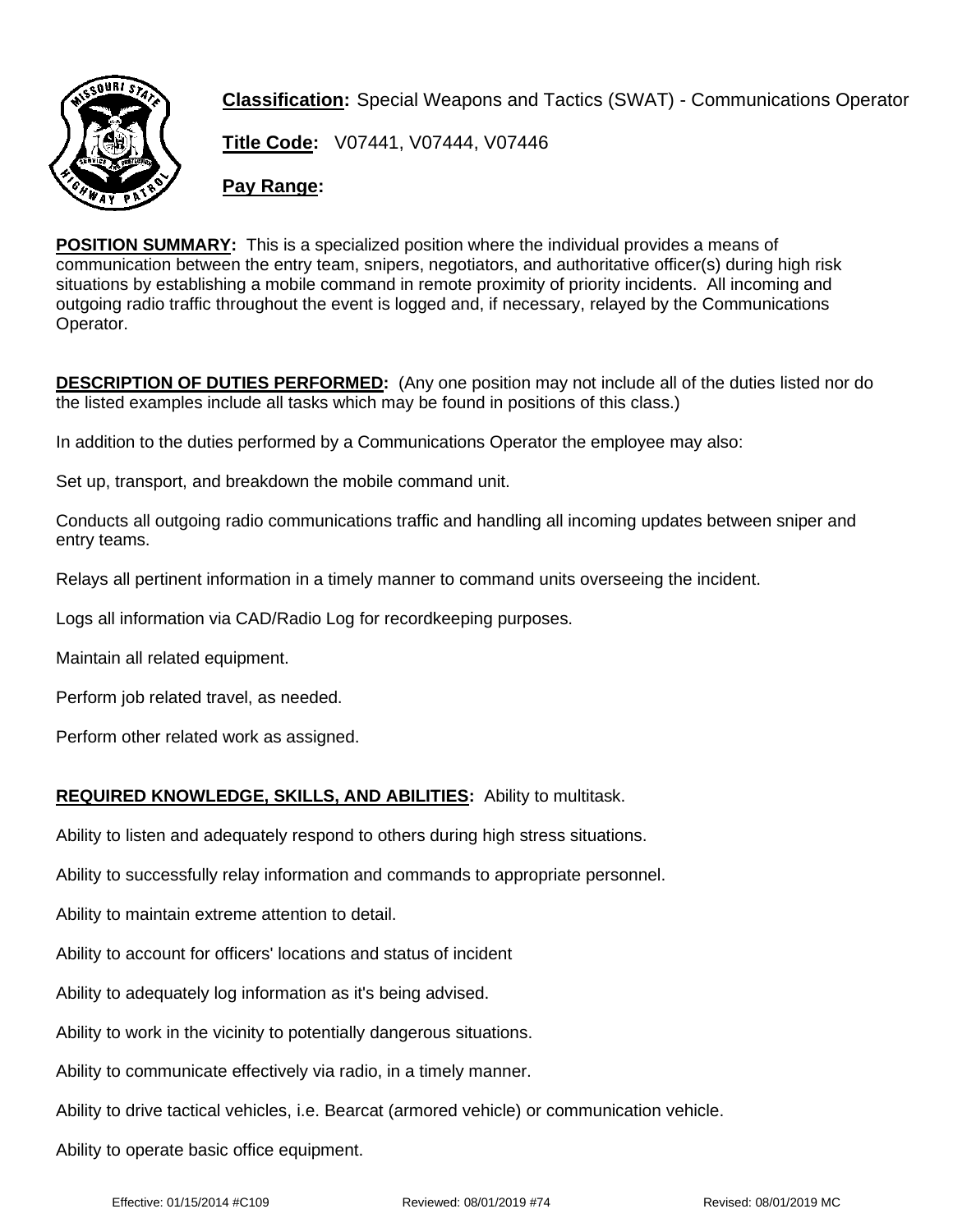**Classification:** Special Weapons and Tactics (SWAT) - Communications Operator

**Title Code:** V07441, V07444, V07446

**Pay Range:**

**POSITION SUMMARY:** This is a specialized position where the individual provides a means of communication between the entry team, snipers, negotiators, and authoritative officer(s) during high risk situations by establishing a mobile command in remote proximity of priority incidents. All incoming and outgoing radio traffic throughout the event is logged and, if necessary, relayed by the Communications Operator.

**DESCRIPTION OF DUTIES PERFORMED:** (Any one position may not include all of the duties listed nor do the listed examples include all tasks which may be found in positions of this class.)

In addition to the duties performed by a Communications Operator the employee may also:

Set up, transport, and breakdown the mobile command unit.

Conducts all outgoing radio communications traffic and handling all incoming updates between sniper and entry teams.

Relays all pertinent information in a timely manner to command units overseeing the incident.

Logs all information via CAD/Radio Log for recordkeeping purposes.

Maintain all related equipment.

Perform job related travel, as needed.

Perform other related work as assigned.

**REQUIRED KNOWLEDGE, SKILLS, AND ABILITIES:** Ability to multitask.

Ability to listen and adequately respond to others during high stress situations.

Ability to successfully relay information and commands to appropriate personnel.

Ability to maintain extreme attention to detail.

Ability to account for officers' locations and status of incident

Ability to adequately log information as it's being advised.

Ability to work in the vicinity to potentially dangerous situations.

Ability to communicate effectively via radio, in a timely manner.

Ability to drive tactical vehicles, i.e. Bearcat (armored vehicle) or communication vehicle.

Ability to operate basic office equipment.

Effective: 01/15/2014 #C109 Reviewed: 08/01/2019 #74 Revised: 08/01/2019 MC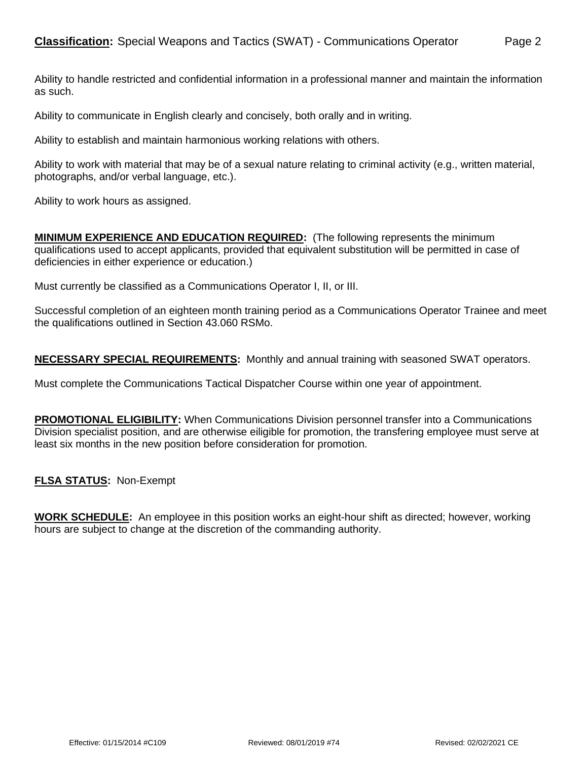Ability to handle restricted and confidential information in a professional manner and maintain the information as such.

Ability to communicate in English clearly and concisely, both orally and in writing.

Ability to establish and maintain harmonious working relations with others.

Ability to work with material that may be of a sexual nature relating to criminal activity (e.g., written material, photographs, and/or verbal language, etc.).

Ability to work hours as assigned.

**MINIMUM EXPERIENCE AND EDUCATION REQUIRED:** (The following represents the minimum qualifications used to accept applicants, provided that equivalent substitution will be permitted in case of deficiencies in either experience or education.)

Must currently be classified as a Communications Operator I, II, or III.

Successful completion of an eighteen month training period as a Communications Operator Trainee and meet the qualifications outlined in Section 43.060 RSMo.

**NECESSARY SPECIAL REQUIREMENTS:** Monthly and annual training with seasoned SWAT operators.

Must complete the Communications Tactical Dispatcher Course within one year of appointment.

**PROMOTIONAL ELIGIBILITY:** When Communications Division personnel transfer into a Communications Division specialist position, and are otherwise eiligible for promotion, the transfering employee must serve at least six months in the new position before consideration for promotion.

**FLSA STATUS:** Non-Exempt

**WORK SCHEDULE:** An employee in this position works an eight-hour shift as directed; however, working hours are subject to change at the discretion of the commanding authority.